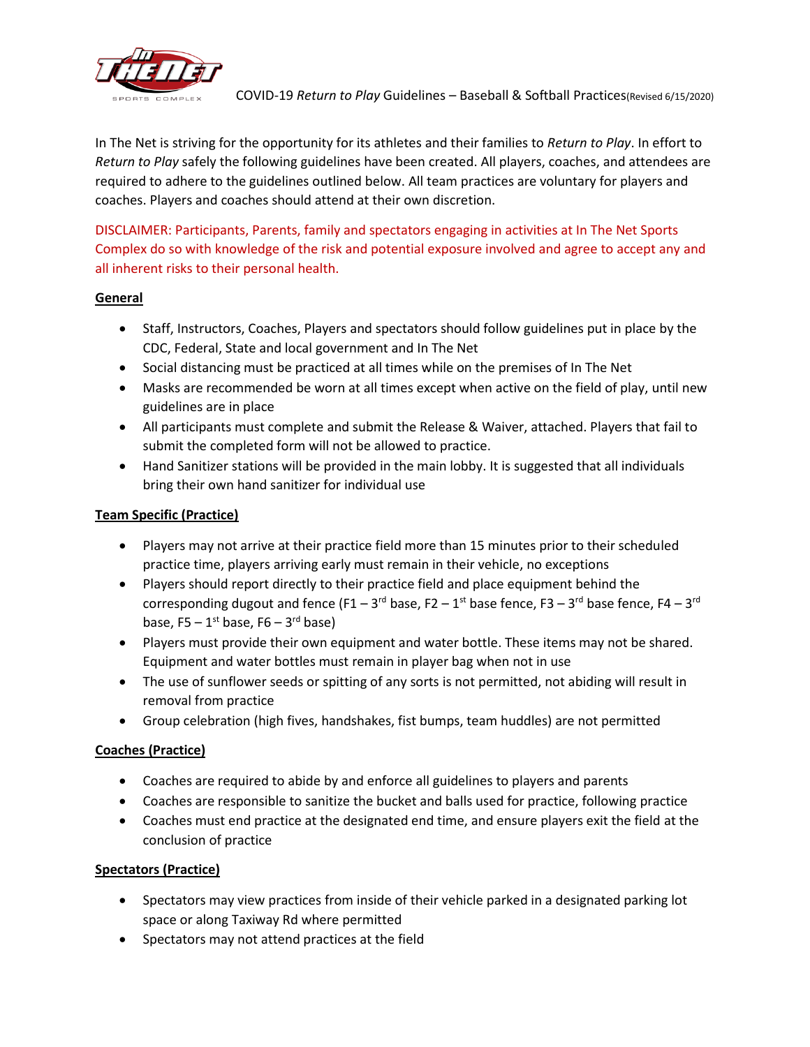# COVID-19 *Return to Play* Guidelines – Baseball & Softball Practices (Revised 6/15/2020)

In The Net is striving for the opportunity for its athletes and their families to *Return to Play*. In effort to *Return to Play* safely the following guidelines have been created. All players, coaches, and attendees are required to adhere to the guidelines outlined below. All team practices are voluntary for players and coaches. Players and coaches should attend at their own discretion.

DISCLAIMER: Participants, Parents, family and spectators engaging in activities at In The Net Sports Complex do so with knowledge of the risk and potential exposure involved and agree to accept any and all inherent risks to their personal health.

## General

- Staff, Instructors, Coaches, Players and spectators should follow guidelines put in place by the CDC, Federal, State and local government and In The Net
- Social distancing must be practiced at all times while on the premises of In The Net
- Masks are recommended be worn at all times except when active on the field of play, until new guidelines are in place
- All participants must complete and submit the Release & Waiver, attached. Players that fail to submit the completed form will not be allowed to practice.
- Hand Sanitizer stations will be provided in the main lobby. It is suggested that all individuals bring their own hand sanitizer for individual use

## Team Specific (Practice)

- Players may not arrive at their practice field more than 15 minutes prior to their scheduled practice time, players arriving early must remain in their vehicle, no exceptions
- Players should report directly to their practice field and place equipment behind the corresponding dugout and fence (F1 – 3rd base, F2 – 1st base fence, F3 – 3rd base fence, F4 – 3rd base, F5 – 1st base, F6 – 3rd base)
- Players must provide their own equipment and water bottle. These items may not be shared. Equipment and water bottles must remain in player bag when not in use
- The use of sunflower seeds or spitting of any sorts is not permitted, not abiding will result in removal from practice
- Group celebration (high fives, handshakes, fist bumps, team huddles) are not permitted

## Coaches (Practice)

- Coaches are required to abide by and enforce all guidelines to players and parents
- Coaches are responsible to sanitize the bucket and balls used for practice, following practice
- Coaches must end practice at the designated end time, and ensure players exit the field at the conclusion of practice

## Spectators (Practice)

- Spectators may view practices from inside of their vehicle parked in a designated parking lot space or along Taxiway Rd where permitted
- Spectators may not attend practices at the field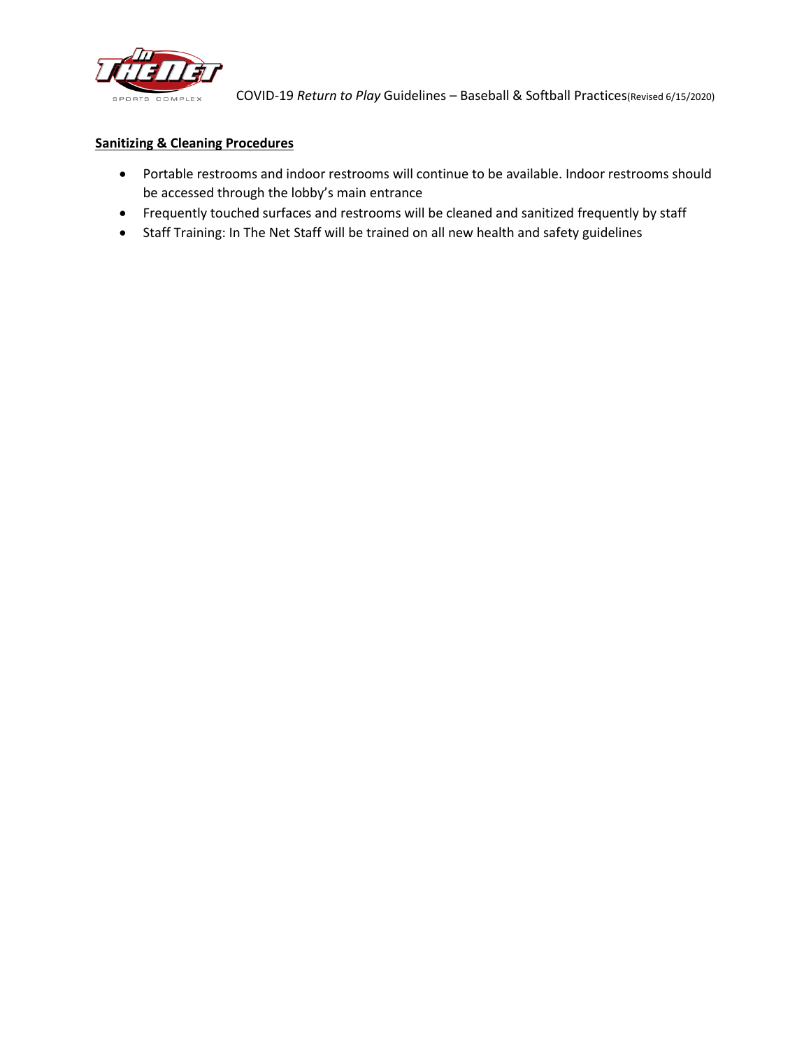**Sanitizing & Cleaning Procedures**

- Portable restrooms and indoor restrooms will continue to be available. Indoor restrooms should be accessed through the lobby's main entrance
- Frequently touched surfaces and restrooms will be cleaned and sanitized frequently by staff
- Staff Training: In The Net Staff will be trained on all new health and safety guidelines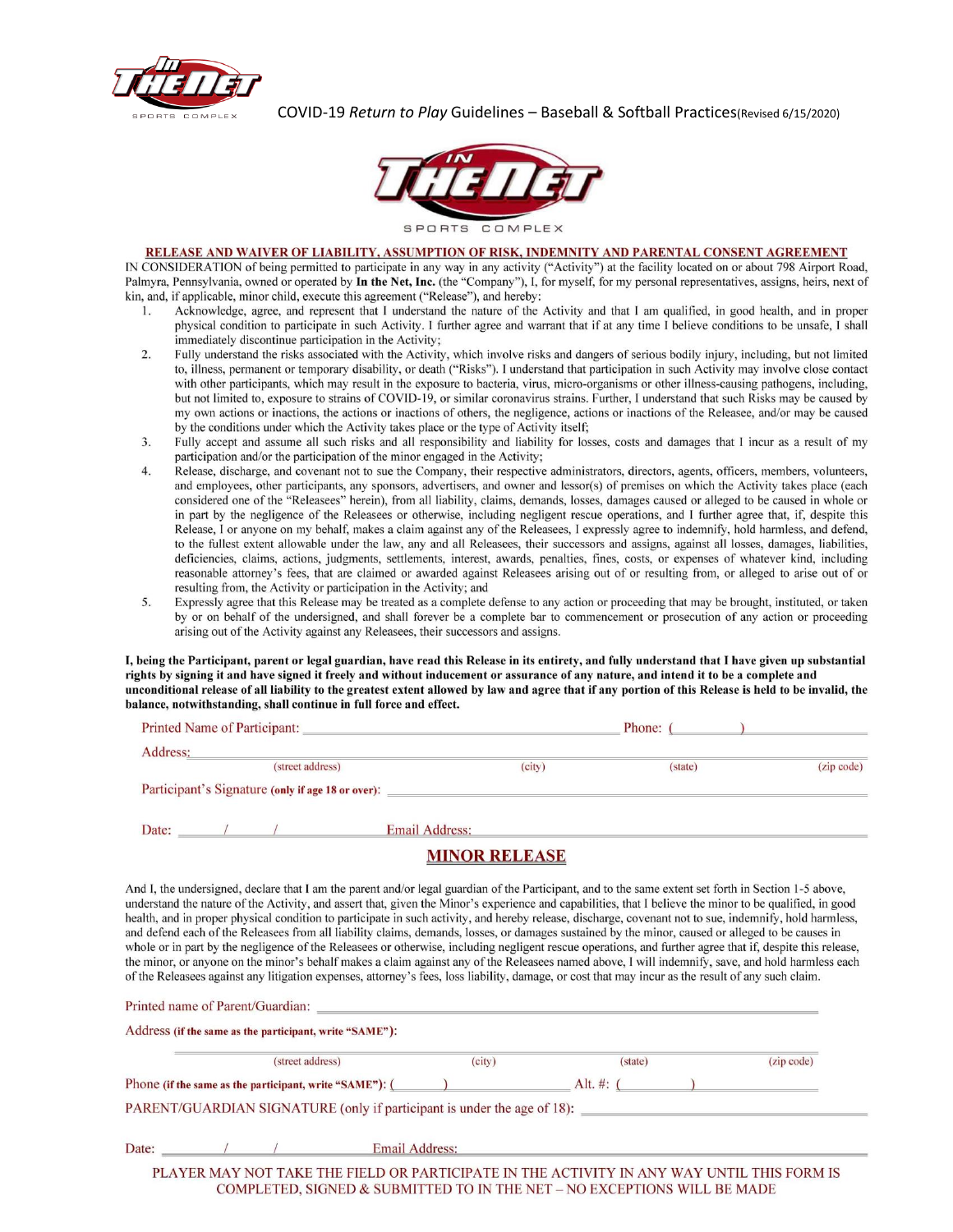# RELEASE AND WAIVER OF LIABILITY, ASSUMPTION OF RISK, INDEMNITY AND PARENTAL CONSENT AGREEMENT

IN CONSIDERATION of being permitted to participate in any way in any activity ("Activity") at the facility located on or about 798 Airport Road, Palmyra, Pennsylvania, owned or operated by **In the Net, Inc.** (the "Company"), I, for myself, for my personal representatives, assigns, heirs, next of kin, and, if applicable, minor child, execute this agreement ("Release"), and hereby:

1. Acknowledge, agree, and represent that I understand the nature of the Activity and that I am qualified, in good health, and in proper physical condition to participate in such Activity. I further agree and warrant that if at any time I believe conditions to be unsafe, I shall immediately discontinue participation in the Activity;
2. Fully understand the risks associated with the Activity, which involve risks and dangers of serious bodily injury, including, but not limited to, illness, permanent or temporary disability, or death ("Risks"). I understand that participation in such Activity may involve close contact with other participants, which may result in the exposure to bacteria, virus, micro-organisms or other illness-causing pathogens, including, but not limited to, exposure to strains of COVID-19, or similar coronavirus strains. Further, I understand that such Risks may be caused by my own actions or inactions, the actions or inactions of others, the negligence, actions or inactions of the Releasee, and/or may be caused by the conditions under which the Activity takes place or the type of Activity itself;
3. Fully accept and assume all such risks and all responsibility and liability for losses, costs and damages that I incur as a result of my participation and/or the participation of the minor engaged in the Activity;
4. Release, discharge, and covenant not to sue the Company, their respective administrators, directors, agents, officers, members, volunteers, and employees, other participants, any sponsors, advertisers, and owner and lessor(s) of premises on which the Activity takes place (each considered one of the "Releasees" herein), from all liability, claims, demands, losses, damages caused or alleged to be caused in whole or in part by the negligence of the Releasees or otherwise, including negligent rescue operations, and I further agree that if, despite this Release, I or anyone on my behalf, makes a claim against any of the Releasees, I expressly agree to indemnify, hold harmless, and defend, to the fullest extent allowable under the law, any and all Releasees, their successors and assigns, against all losses, damages, liabilities, deficiencies, claims, actions, judgments, settlements, interest, awards, penalties, fines, costs, or expenses of whatever kind, including reasonable attorney's fees, that are claimed or awarded against Releasees arising out of or resulting from, or alleged to arise out of or resulting from, the Activity or participation in the Activity; and
5. Expressly agree that this Release may be treated as a complete defense to any action or proceeding that may be brought, instituted, or taken by or on behalf of the undersigned, and shall forever be a complete bar to commencement or prosecution of any action or proceeding arising out of the Activity against any Releasees, their successors and assigns.

**I, being the Participant, parent or legal guardian, have read this Release in its entirety, and fully understand that I have given up substantial rights by signing it and have signed it freely and without inducement or assurance of any nature, and intend it to be a complete and unconditional release of all liability to the greatest extent allowed by law and agree that if any portion of this Release is held to be invalid, the balance, notwithstanding, shall continue in full force and effect.**

Printed Name of Participant: ______________________________ Phone: (________) ______________

Address: ______________________________________________________________________
(street address) (city) (state) (zip code)

Participant's Signature **(only if age 18 or over)**: ______________________________

Date: _____/_____/_____ Email Address: ______________________________

## MINOR RELEASE

And I, the undersigned, declare that I am the parent and/or legal guardian of the Participant, and to the same extent set forth in Section 1-5 above, understand the nature of the Activity, and assert that, given the Minor's experience and capabilities, that I believe the minor to be qualified, in good health, and in proper physical condition to participate in such activity, and hereby release, discharge, covenant not to sue, indemnify, hold harmless, and defend each of the Releasees from all liability claims, demands, losses, or damages sustained by the minor, caused or alleged to be causes in whole or in part by the negligence of the Releasees or otherwise, including negligent rescue operations, and further agree that if, despite this release, the minor, or anyone on the minor's behalf makes a claim against any of the Releasees named above, I will indemnify, save, and hold harmless each of the Releasees against any litigation expenses, attorney's fees, loss liability, damage, or cost that may incur as the result of any such claim.

Printed name of Parent/Guardian: ______________________________

Address **(if the same as the participant, write "SAME")**:

______________________________________________________________________
(street address) (city) (state) (zip code)

Phone **(if the same as the participant, write "SAME")**: (________) ______________ Alt. #: (________) ______________

PARENT/GUARDIAN SIGNATURE (only if participant is under the age of 18): ______________________________

Date: _____/_____/_____ Email Address: ______________________________

PLAYER MAY NOT TAKE THE FIELD OR PARTICIPATE IN THE ACTIVITY IN ANY WAY UNTIL THIS FORM IS COMPLETED, SIGNED & SUBMITTED TO IN THE NET – NO EXCEPTIONS WILL BE MADE